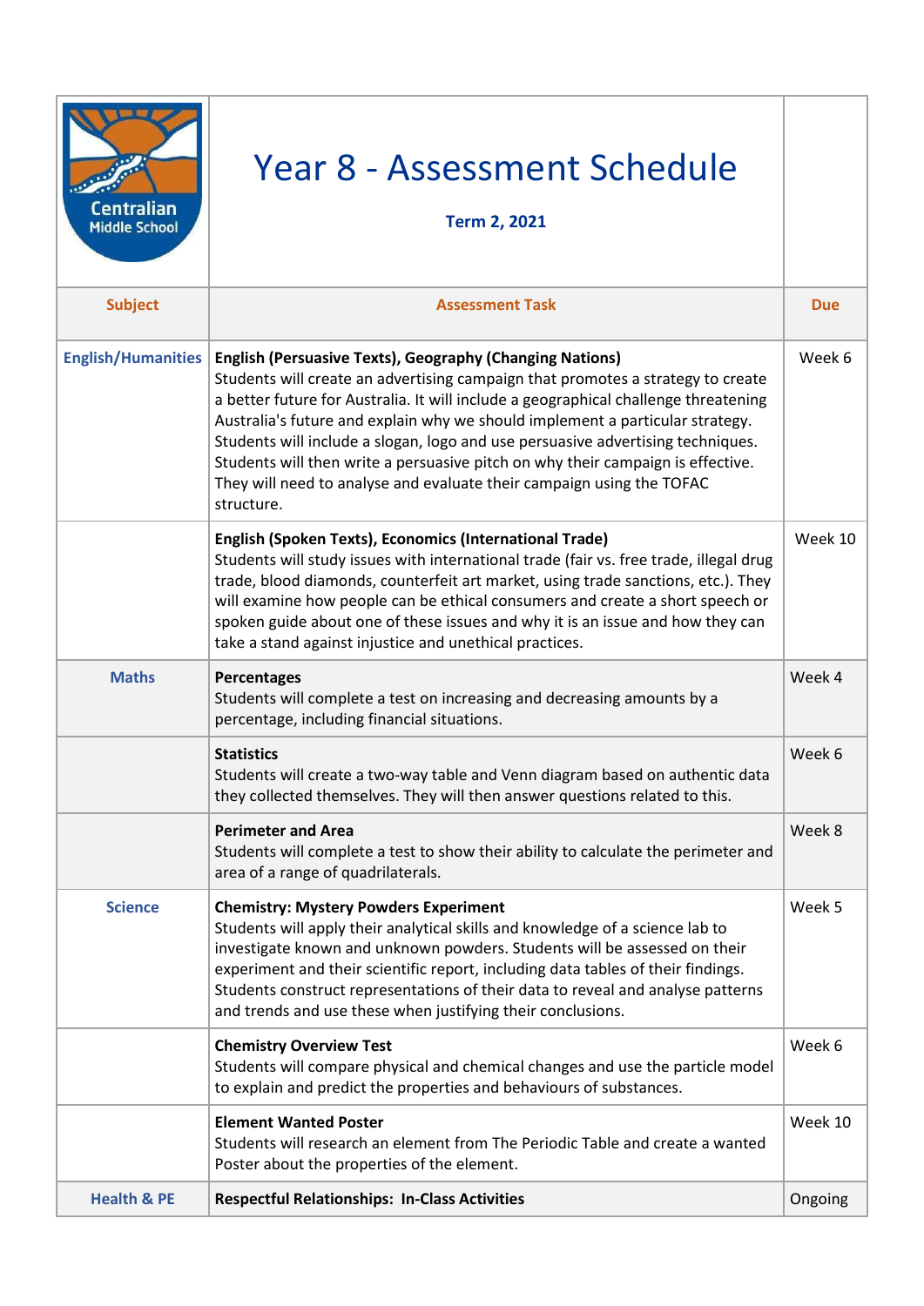Centralian Middle School

# Year 8 - Assessment Schedule

**Term 2, 2021**

| Subject | Assessment Task | Due |
|---|---|---|
| **English/Humanities** | **English (Persuasive Texts), Geography (Changing Nations)**<br>Students will create an advertising campaign that promotes a strategy to create a better future for Australia. It will include a geographical challenge threatening Australia's future and explain why we should implement a particular strategy. Students will include a slogan, logo and use persuasive advertising techniques. Students will then write a persuasive pitch on why their campaign is effective. They will need to analyse and evaluate their campaign using the TOFAC structure. | Week 6 |
| | **English (Spoken Texts), Economics (International Trade)**<br>Students will study issues with international trade (fair vs. free trade, illegal drug trade, blood diamonds, counterfeit art market, using trade sanctions, etc.). They will examine how people can be ethical consumers and create a short speech or spoken guide about one of these issues and why it is an issue and how they can take a stand against injustice and unethical practices. | Week 10 |
| **Maths** | **Percentages**<br>Students will complete a test on increasing and decreasing amounts by a percentage, including financial situations. | Week 4 |
| | **Statistics**<br>Students will create a two-way table and Venn diagram based on authentic data they collected themselves. They will then answer questions related to this. | Week 6 |
| | **Perimeter and Area**<br>Students will complete a test to show their ability to calculate the perimeter and area of a range of quadrilaterals. | Week 8 |
| **Science** | **Chemistry: Mystery Powders Experiment**<br>Students will apply their analytical skills and knowledge of a science lab to investigate known and unknown powders. Students will be assessed on their experiment and their scientific report, including data tables of their findings. Students construct representations of their data to reveal and analyse patterns and trends and use these when justifying their conclusions. | Week 5 |
| | **Chemistry Overview Test**<br>Students will compare physical and chemical changes and use the particle model to explain and predict the properties and behaviours of substances. | Week 6 |
| | **Element Wanted Poster**<br>Students will research an element from The Periodic Table and create a wanted Poster about the properties of the element. | Week 10 |
| **Health & PE** | **Respectful Relationships: In-Class Activities** | Ongoing |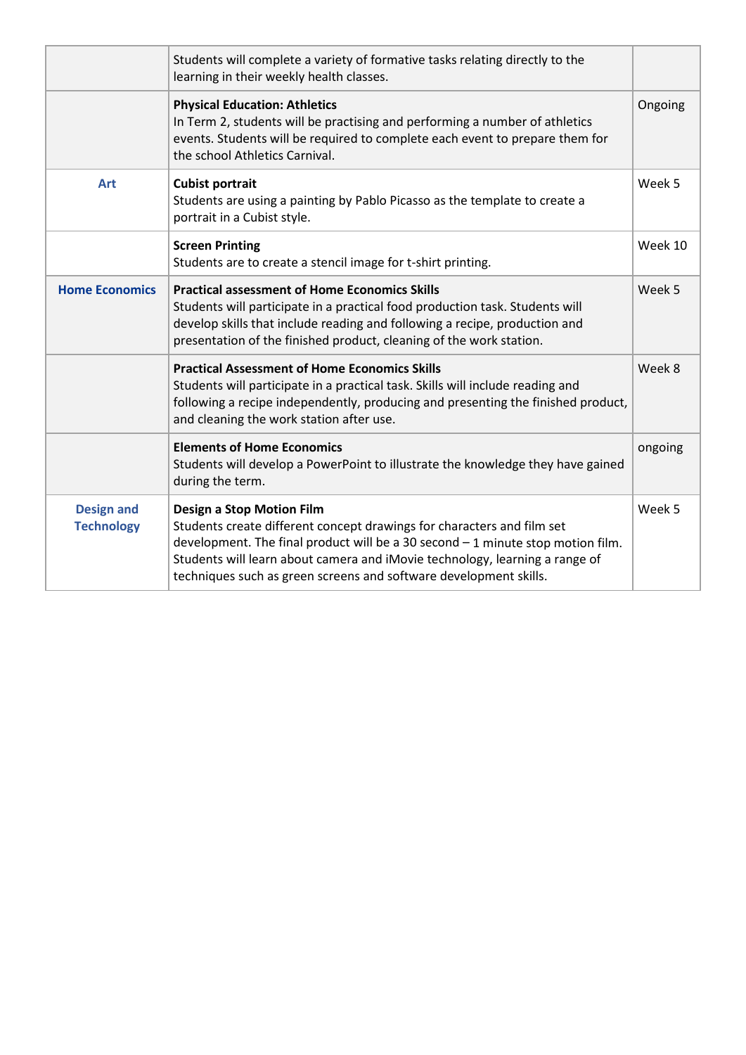| | | |
|---|---|---|
| | Students will complete a variety of formative tasks relating directly to the learning in their weekly health classes. | |
| | **Physical Education: Athletics**<br>In Term 2, students will be practising and performing a number of athletics events. Students will be required to complete each event to prepare them for the school Athletics Carnival. | Ongoing |
| **Art** | **Cubist portrait**<br>Students are using a painting by Pablo Picasso as the template to create a portrait in a Cubist style. | Week 5 |
| | **Screen Printing**<br>Students are to create a stencil image for t-shirt printing. | Week 10 |
| **Home Economics** | **Practical assessment of Home Economics Skills**<br>Students will participate in a practical food production task. Students will develop skills that include reading and following a recipe, production and presentation of the finished product, cleaning of the work station. | Week 5 |
| | **Practical Assessment of Home Economics Skills**<br>Students will participate in a practical task. Skills will include reading and following a recipe independently, producing and presenting the finished product, and cleaning the work station after use. | Week 8 |
| | **Elements of Home Economics**<br>Students will develop a PowerPoint to illustrate the knowledge they have gained during the term. | ongoing |
| **Design and Technology** | **Design a Stop Motion Film**<br>Students create different concept drawings for characters and film set development. The final product will be a 30 second – 1 minute stop motion film. Students will learn about camera and iMovie technology, learning a range of techniques such as green screens and software development skills. | Week 5 |